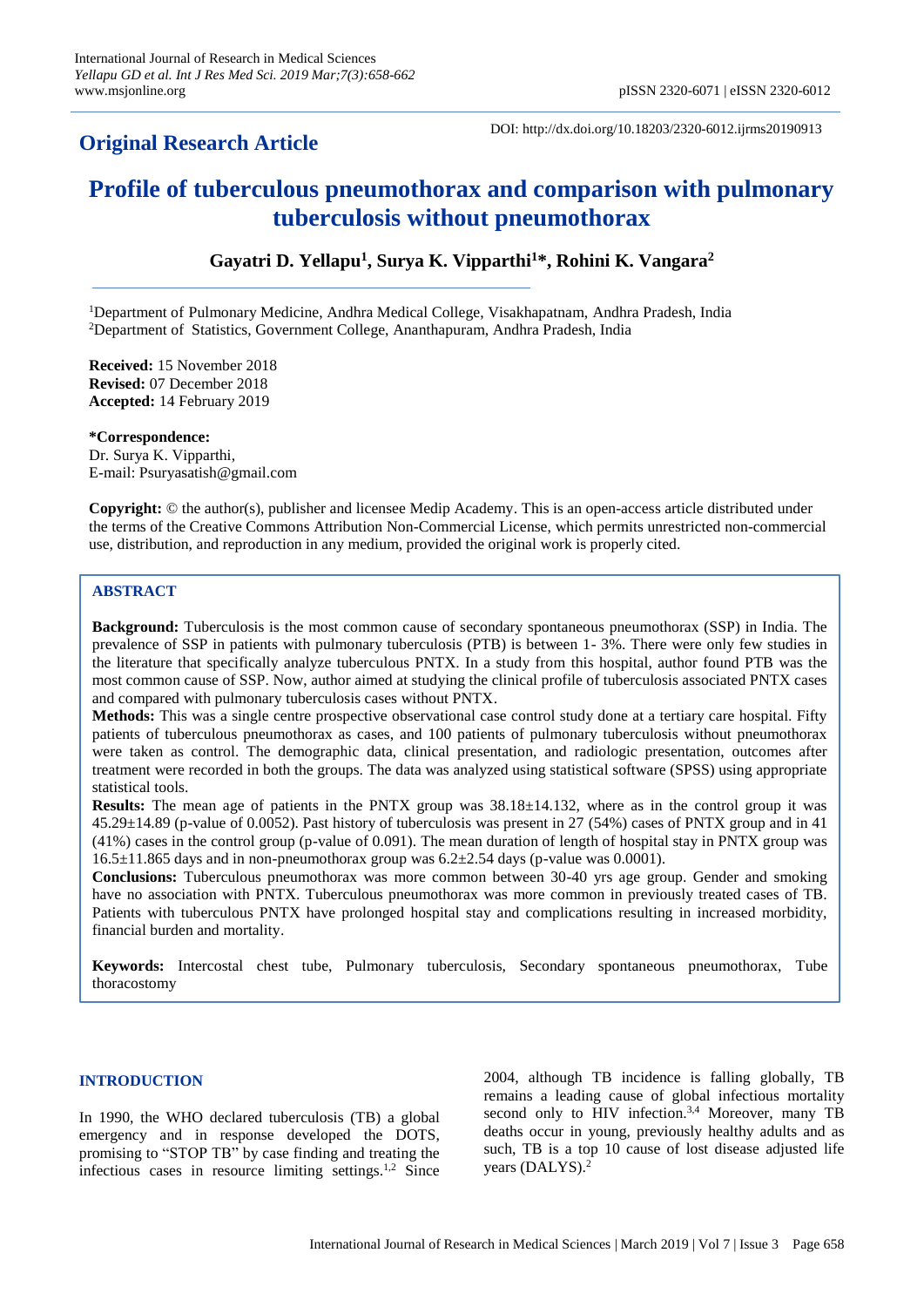**Original Research Article**

DOI: http://dx.doi.org/10.18203/2320-6012.ijrms20190913

# Profile of tuberculous pneumothorax and comparison with pulmonary tuberculosis without pneumothorax

**Gayatri D. Yellapu[1], Surya K. Vipparthi[1]*, Rohini K. Vangara[2]**

[1]Department of Pulmonary Medicine, Andhra Medical College, Visakhapatnam, Andhra Pradesh, India
[2]Department of Statistics, Government College, Ananthapuram, Andhra Pradesh, India

**Received:** 15 November 2018
**Revised:** 07 December 2018
**Accepted:** 14 February 2019

***Correspondence:**
Dr. Surya K. Vipparthi,
E-mail: Psuryasatish@gmail.com

**Copyright:** © the author(s), publisher and licensee Medip Academy. This is an open-access article distributed under the terms of the Creative Commons Attribution Non-Commercial License, which permits unrestricted non-commercial use, distribution, and reproduction in any medium, provided the original work is properly cited.

## ABSTRACT

**Background:** Tuberculosis is the most common cause of secondary spontaneous pneumothorax (SSP) in India. The prevalence of SSP in patients with pulmonary tuberculosis (PTB) is between 1- 3%. There were only few studies in the literature that specifically analyze tuberculous PNTX. In a study from this hospital, author found PTB was the most common cause of SSP. Now, author aimed at studying the clinical profile of tuberculosis associated PNTX cases and compared with pulmonary tuberculosis cases without PNTX.

**Methods:** This was a single centre prospective observational case control study done at a tertiary care hospital. Fifty patients of tuberculous pneumothorax as cases, and 100 patients of pulmonary tuberculosis without pneumothorax were taken as control. The demographic data, clinical presentation, and radiologic presentation, outcomes after treatment were recorded in both the groups. The data was analyzed using statistical software (SPSS) using appropriate statistical tools.

**Results:** The mean age of patients in the PNTX group was 38.18±14.132, where as in the control group it was 45.29±14.89 (p-value of 0.0052). Past history of tuberculosis was present in 27 (54%) cases of PNTX group and in 41 (41%) cases in the control group (p-value of 0.091). The mean duration of length of hospital stay in PNTX group was 16.5±11.865 days and in non-pneumothorax group was 6.2±2.54 days (p-value was 0.0001).

**Conclusions:** Tuberculous pneumothorax was more common between 30-40 yrs age group. Gender and smoking have no association with PNTX. Tuberculous pneumothorax was more common in previously treated cases of TB. Patients with tuberculous PNTX have prolonged hospital stay and complications resulting in increased morbidity, financial burden and mortality.

**Keywords:** Intercostal chest tube, Pulmonary tuberculosis, Secondary spontaneous pneumothorax, Tube thoracostomy

## INTRODUCTION

In 1990, the WHO declared tuberculosis (TB) a global emergency and in response developed the DOTS, promising to "STOP TB" by case finding and treating the infectious cases in resource limiting settings.[1,2] Since 2004, although TB incidence is falling globally, TB remains a leading cause of global infectious mortality second only to HIV infection.[3,4] Moreover, many TB deaths occur in young, previously healthy adults and as such, TB is a top 10 cause of lost disease adjusted life years (DALYS).[2]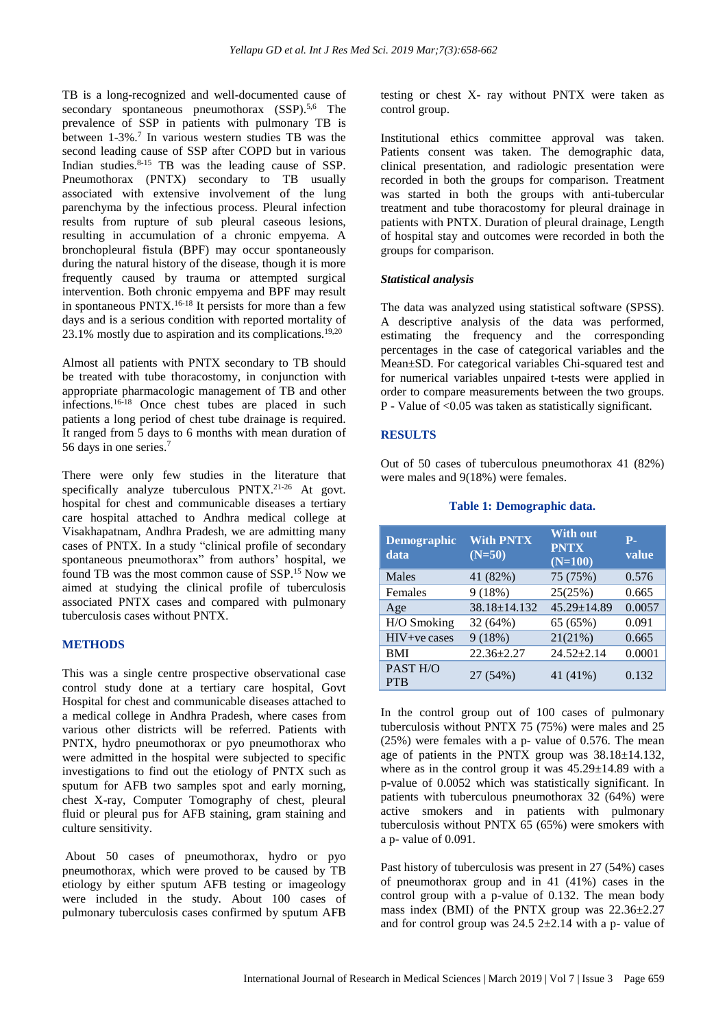TB is a long-recognized and well-documented cause of secondary spontaneous pneumothorax (SSP).[5,6] The prevalence of SSP in patients with pulmonary TB is between 1-3%.[7] In various western studies TB was the second leading cause of SSP after COPD but in various Indian studies.[8-15] TB was the leading cause of SSP. Pneumothorax (PNTX) secondary to TB usually associated with extensive involvement of the lung parenchyma by the infectious process. Pleural infection results from rupture of sub pleural caseous lesions, resulting in accumulation of a chronic empyema. A bronchopleural fistula (BPF) may occur spontaneously during the natural history of the disease, though it is more frequently caused by trauma or attempted surgical intervention. Both chronic empyema and BPF may result in spontaneous PNTX.[16-18] It persists for more than a few days and is a serious condition with reported mortality of 23.1% mostly due to aspiration and its complications.[19,20]

Almost all patients with PNTX secondary to TB should be treated with tube thoracostomy, in conjunction with appropriate pharmacologic management of TB and other infections.[16-18] Once chest tubes are placed in such patients a long period of chest tube drainage is required. It ranged from 5 days to 6 months with mean duration of 56 days in one series.[7]

There were only few studies in the literature that specifically analyze tuberculous PNTX.[21-26] At govt. hospital for chest and communicable diseases a tertiary care hospital attached to Andhra medical college at Visakhapatnam, Andhra Pradesh, we are admitting many cases of PNTX. In a study "clinical profile of secondary spontaneous pneumothorax" from authors' hospital, we found TB was the most common cause of SSP.[15] Now we aimed at studying the clinical profile of tuberculosis associated PNTX cases and compared with pulmonary tuberculosis cases without PNTX.

## METHODS

This was a single centre prospective observational case control study done at a tertiary care hospital, Govt Hospital for chest and communicable diseases attached to a medical college in Andhra Pradesh, where cases from various other districts will be referred. Patients with PNTX, hydro pneumothorax or pyo pneumothorax who were admitted in the hospital were subjected to specific investigations to find out the etiology of PNTX such as sputum for AFB two samples spot and early morning, chest X-ray, Computer Tomography of chest, pleural fluid or pleural pus for AFB staining, gram staining and culture sensitivity.

About 50 cases of pneumothorax, hydro or pyo pneumothorax, which were proved to be caused by TB etiology by either sputum AFB testing or imageology were included in the study. About 100 cases of pulmonary tuberculosis cases confirmed by sputum AFB testing or chest X- ray without PNTX were taken as control group.

Institutional ethics committee approval was taken. Patients consent was taken. The demographic data, clinical presentation, and radiologic presentation were recorded in both the groups for comparison. Treatment was started in both the groups with anti-tubercular treatment and tube thoracostomy for pleural drainage in patients with PNTX. Duration of pleural drainage, Length of hospital stay and outcomes were recorded in both the groups for comparison.

### *Statistical analysis*

The data was analyzed using statistical software (SPSS). A descriptive analysis of the data was performed, estimating the frequency and the corresponding percentages in the case of categorical variables and the Mean±SD. For categorical variables Chi-squared test and for numerical variables unpaired t-tests were applied in order to compare measurements between the two groups. P - Value of <0.05 was taken as statistically significant.

## RESULTS

Out of 50 cases of tuberculous pneumothorax 41 (82%) were males and 9(18%) were females.

**Table 1: Demographic data.**

| Demographic data | With PNTX (N=50) | With out PNTX (N=100) | P-value |
|---|---|---|---|
| Males | 41 (82%) | 75 (75%) | 0.576 |
| Females | 9 (18%) | 25(25%) | 0.665 |
| Age | 38.18±14.132 | 45.29±14.89 | 0.0057 |
| H/O Smoking | 32 (64%) | 65 (65%) | 0.091 |
| HIV+ve cases | 9 (18%) | 21(21%) | 0.665 |
| BMI | 22.36±2.27 | 24.52±2.14 | 0.0001 |
| PAST H/O PTB | 27 (54%) | 41 (41%) | 0.132 |

In the control group out of 100 cases of pulmonary tuberculosis without PNTX 75 (75%) were males and 25 (25%) were females with a p- value of 0.576. The mean age of patients in the PNTX group was 38.18±14.132, where as in the control group it was 45.29±14.89 with a p-value of 0.0052 which was statistically significant. In patients with tuberculous pneumothorax 32 (64%) were active smokers and in patients with pulmonary tuberculosis without PNTX 65 (65%) were smokers with a p- value of 0.091.

Past history of tuberculosis was present in 27 (54%) cases of pneumothorax group and in 41 (41%) cases in the control group with a p-value of 0.132. The mean body mass index (BMI) of the PNTX group was 22.36±2.27 and for control group was 24.5 2±2.14 with a p- value of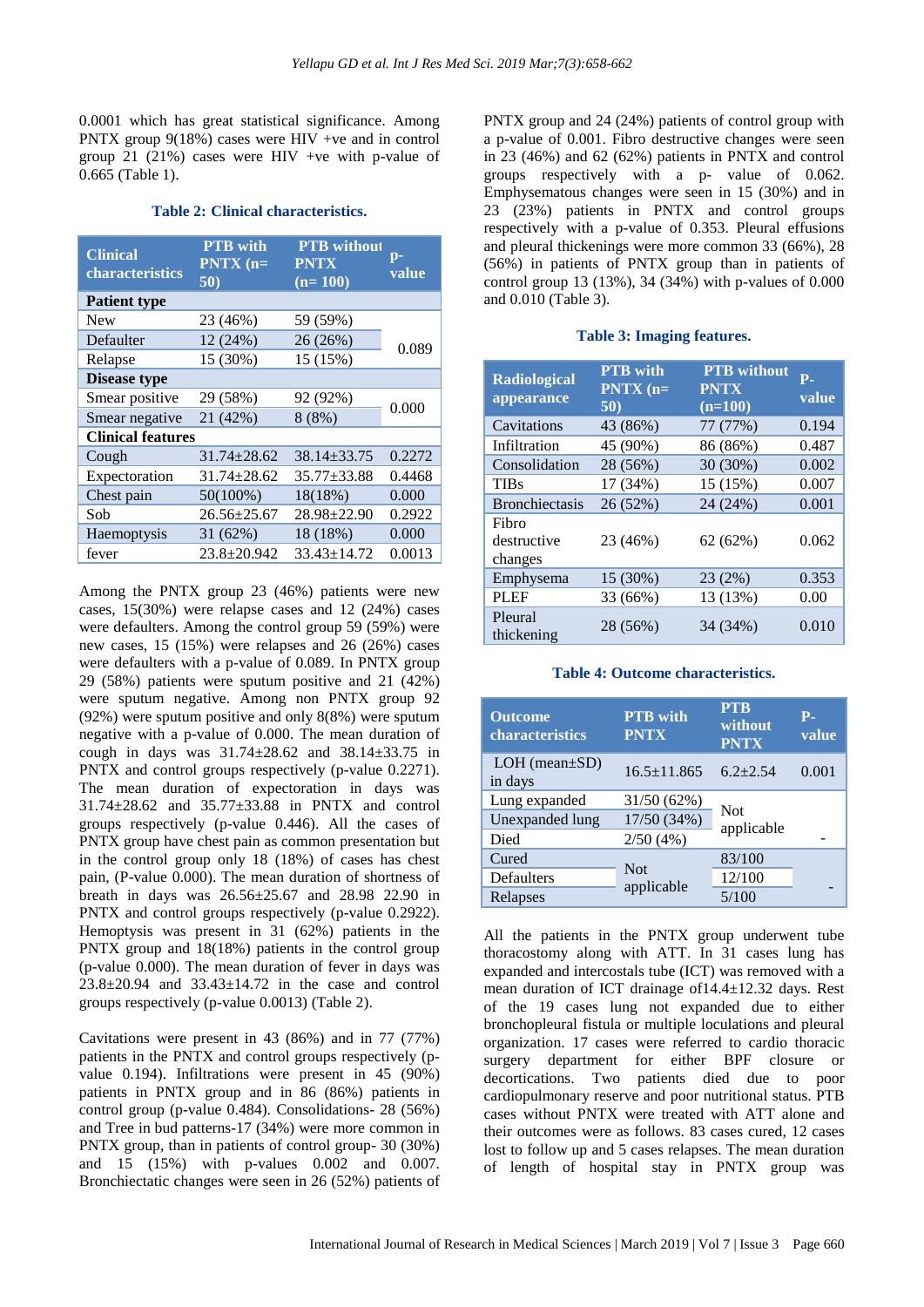0.0001 which has great statistical significance. Among PNTX group 9(18%) cases were HIV +ve and in control group 21 (21%) cases were HIV +ve with p-value of 0.665 (Table 1).

**Table 2: Clinical characteristics.**

| Clinical characteristics | PTB with PNTX (n= 50) | PTB without PNTX (n= 100) | p-value |
|---|---|---|---|
| **Patient type** | | | |
| New | 23 (46%) | 59 (59%) | 0.089 |
| Defaulter | 12 (24%) | 26 (26%) | |
| Relapse | 15 (30%) | 15 (15%) | |
| **Disease type** | | | |
| Smear positive | 29 (58%) | 92 (92%) | 0.000 |
| Smear negative | 21 (42%) | 8 (8%) | |
| **Clinical features** | | | |
| Cough | 31.74±28.62 | 38.14±33.75 | 0.2272 |
| Expectoration | 31.74±28.62 | 35.77±33.88 | 0.4468 |
| Chest pain | 50(100%) | 18(18%) | 0.000 |
| Sob | 26.56±25.67 | 28.98±22.90 | 0.2922 |
| Haemoptysis | 31 (62%) | 18 (18%) | 0.000 |
| fever | 23.8±20.942 | 33.43±14.72 | 0.0013 |

Among the PNTX group 23 (46%) patients were new cases, 15(30%) were relapse cases and 12 (24%) cases were defaulters. Among the control group 59 (59%) were new cases, 15 (15%) were relapses and 26 (26%) cases were defaulters with a p-value of 0.089. In PNTX group 29 (58%) patients were sputum positive and 21 (42%) were sputum negative. Among non PNTX group 92 (92%) were sputum positive and only 8(8%) were sputum negative with a p-value of 0.000. The mean duration of cough in days was 31.74±28.62 and 38.14±33.75 in PNTX and control groups respectively (p-value 0.2271). The mean duration of expectoration in days was 31.74±28.62 and 35.77±33.88 in PNTX and control groups respectively (p-value 0.446). All the cases of PNTX group have chest pain as common presentation but in the control group only 18 (18%) of cases has chest pain, (P-value 0.000). The mean duration of shortness of breath in days was 26.56±25.67 and 28.98 22.90 in PNTX and control groups respectively (p-value 0.2922). Hemoptysis was present in 31 (62%) patients in the PNTX group and 18(18%) patients in the control group (p-value 0.000). The mean duration of fever in days was 23.8±20.94 and 33.43±14.72 in the case and control groups respectively (p-value 0.0013) (Table 2).

Cavitations were present in 43 (86%) and in 77 (77%) patients in the PNTX and control groups respectively (p-value 0.194). Infiltrations were present in 45 (90%) patients in PNTX group and in 86 (86%) patients in control group (p-value 0.484). Consolidations- 28 (56%) and Tree in bud patterns-17 (34%) were more common in PNTX group, than in patients of control group- 30 (30%) and 15 (15%) with p-values 0.002 and 0.007. Bronchiectatic changes were seen in 26 (52%) patients of PNTX group and 24 (24%) patients of control group with a p-value of 0.001. Fibro destructive changes were seen in 23 (46%) and 62 (62%) patients in PNTX and control groups respectively with a p- value of 0.062. Emphysematous changes were seen in 15 (30%) and in 23 (23%) patients in PNTX and control groups respectively with a p-value of 0.353. Pleural effusions and pleural thickenings were more common 33 (66%), 28 (56%) in patients of PNTX group than in patients of control group 13 (13%), 34 (34%) with p-values of 0.000 and 0.010 (Table 3).

**Table 3: Imaging features.**

| Radiological appearance | PTB with PNTX (n= 50) | PTB without PNTX (n=100) | P-value |
|---|---|---|---|
| Cavitations | 43 (86%) | 77 (77%) | 0.194 |
| Infiltration | 45 (90%) | 86 (86%) | 0.487 |
| Consolidation | 28 (56%) | 30 (30%) | 0.002 |
| TIBs | 17 (34%) | 15 (15%) | 0.007 |
| Bronchiectasis | 26 (52%) | 24 (24%) | 0.001 |
| Fibro destructive changes | 23 (46%) | 62 (62%) | 0.062 |
| Emphysema | 15 (30%) | 23 (2%) | 0.353 |
| PLEF | 33 (66%) | 13 (13%) | 0.00 |
| Pleural thickening | 28 (56%) | 34 (34%) | 0.010 |

**Table 4: Outcome characteristics.**

| Outcome characteristics | PTB with PNTX | PTB without PNTX | P-value |
|---|---|---|---|
| LOH (mean±SD) in days | 16.5±11.865 | 6.2±2.54 | 0.001 |
| Lung expanded | 31/50 (62%) | Not applicable | - |
| Unexpanded lung | 17/50 (34%) | | |
| Died | 2/50 (4%) | | |
| Cured | Not applicable | 83/100 | - |
| Defaulters | | 12/100 | |
| Relapses | | 5/100 | |

All the patients in the PNTX group underwent tube thoracostomy along with ATT. In 31 cases lung has expanded and intercostals tube (ICT) was removed with a mean duration of ICT drainage of14.4±12.32 days. Rest of the 19 cases lung not expanded due to either bronchopleural fistula or multiple loculations and pleural organization. 17 cases were referred to cardio thoracic surgery department for either BPF closure or decortications. Two patients died due to poor cardiopulmonary reserve and poor nutritional status. PTB cases without PNTX were treated with ATT alone and their outcomes were as follows. 83 cases cured, 12 cases lost to follow up and 5 cases relapses. The mean duration of length of hospital stay in PNTX group was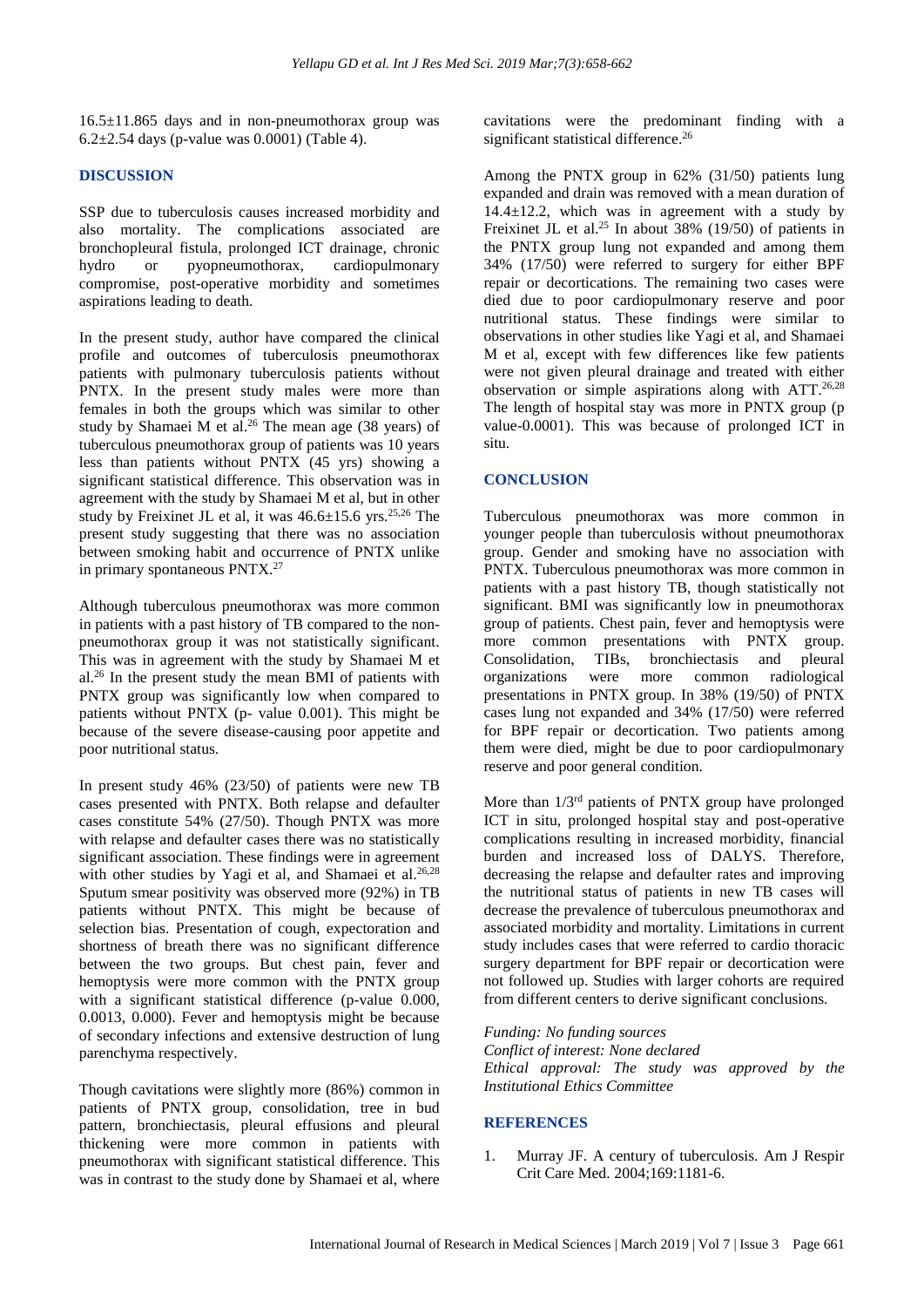16.5±11.865 days and in non-pneumothorax group was 6.2±2.54 days (p-value was 0.0001) (Table 4).

## DISCUSSION

SSP due to tuberculosis causes increased morbidity and also mortality. The complications associated are bronchopleural fistula, prolonged ICT drainage, chronic hydro or pyopneumothorax, cardiopulmonary compromise, post-operative morbidity and sometimes aspirations leading to death.

In the present study, author have compared the clinical profile and outcomes of tuberculosis pneumothorax patients with pulmonary tuberculosis patients without PNTX. In the present study males were more than females in both the groups which was similar to other study by Shamaei M et al.[26] The mean age (38 years) of tuberculous pneumothorax group of patients was 10 years less than patients without PNTX (45 yrs) showing a significant statistical difference. This observation was in agreement with the study by Shamaei M et al, but in other study by Freixinet JL et al, it was 46.6±15.6 yrs.[25,26] The present study suggesting that there was no association between smoking habit and occurrence of PNTX unlike in primary spontaneous PNTX.[27]

Although tuberculous pneumothorax was more common in patients with a past history of TB compared to the non-pneumothorax group it was not statistically significant. This was in agreement with the study by Shamaei M et al.[26] In the present study the mean BMI of patients with PNTX group was significantly low when compared to patients without PNTX (p- value 0.001). This might be because of the severe disease-causing poor appetite and poor nutritional status.

In present study 46% (23/50) of patients were new TB cases presented with PNTX. Both relapse and defaulter cases constitute 54% (27/50). Though PNTX was more with relapse and defaulter cases there was no statistically significant association. These findings were in agreement with other studies by Yagi et al, and Shamaei et al.[26,28] Sputum smear positivity was observed more (92%) in TB patients without PNTX. This might be because of selection bias. Presentation of cough, expectoration and shortness of breath there was no significant difference between the two groups. But chest pain, fever and hemoptysis were more common with the PNTX group with a significant statistical difference (p-value 0.000, 0.0013, 0.000). Fever and hemoptysis might be because of secondary infections and extensive destruction of lung parenchyma respectively.

Though cavitations were slightly more (86%) common in patients of PNTX group, consolidation, tree in bud pattern, bronchiectasis, pleural effusions and pleural thickening were more common in patients with pneumothorax with significant statistical difference. This was in contrast to the study done by Shamaei et al, where cavitations were the predominant finding with a significant statistical difference.[26]

Among the PNTX group in 62% (31/50) patients lung expanded and drain was removed with a mean duration of 14.4±12.2, which was in agreement with a study by Freixinet JL et al.[25] In about 38% (19/50) of patients in the PNTX group lung not expanded and among them 34% (17/50) were referred to surgery for either BPF repair or decortications. The remaining two cases were died due to poor cardiopulmonary reserve and poor nutritional status. These findings were similar to observations in other studies like Yagi et al, and Shamaei M et al, except with few differences like few patients were not given pleural drainage and treated with either observation or simple aspirations along with ATT.[26,28] The length of hospital stay was more in PNTX group (p value-0.0001). This was because of prolonged ICT in situ.

## CONCLUSION

Tuberculous pneumothorax was more common in younger people than tuberculosis without pneumothorax group. Gender and smoking have no association with PNTX. Tuberculous pneumothorax was more common in patients with a past history TB, though statistically not significant. BMI was significantly low in pneumothorax group of patients. Chest pain, fever and hemoptysis were more common presentations with PNTX group. Consolidation, TIBs, bronchiectasis and pleural organizations were more common radiological presentations in PNTX group. In 38% (19/50) of PNTX cases lung not expanded and 34% (17/50) were referred for BPF repair or decortication. Two patients among them were died, might be due to poor cardiopulmonary reserve and poor general condition.

More than 1/3rd patients of PNTX group have prolonged ICT in situ, prolonged hospital stay and post-operative complications resulting in increased morbidity, financial burden and increased loss of DALYS. Therefore, decreasing the relapse and defaulter rates and improving the nutritional status of patients in new TB cases will decrease the prevalence of tuberculous pneumothorax and associated morbidity and mortality. Limitations in current study includes cases that were referred to cardio thoracic surgery department for BPF repair or decortication were not followed up. Studies with larger cohorts are required from different centers to derive significant conclusions.

*Funding: No funding sources*
*Conflict of interest: None declared*
*Ethical approval: The study was approved by the Institutional Ethics Committee*

## REFERENCES

1. Murray JF. A century of tuberculosis. Am J Respir Crit Care Med. 2004;169:1181-6.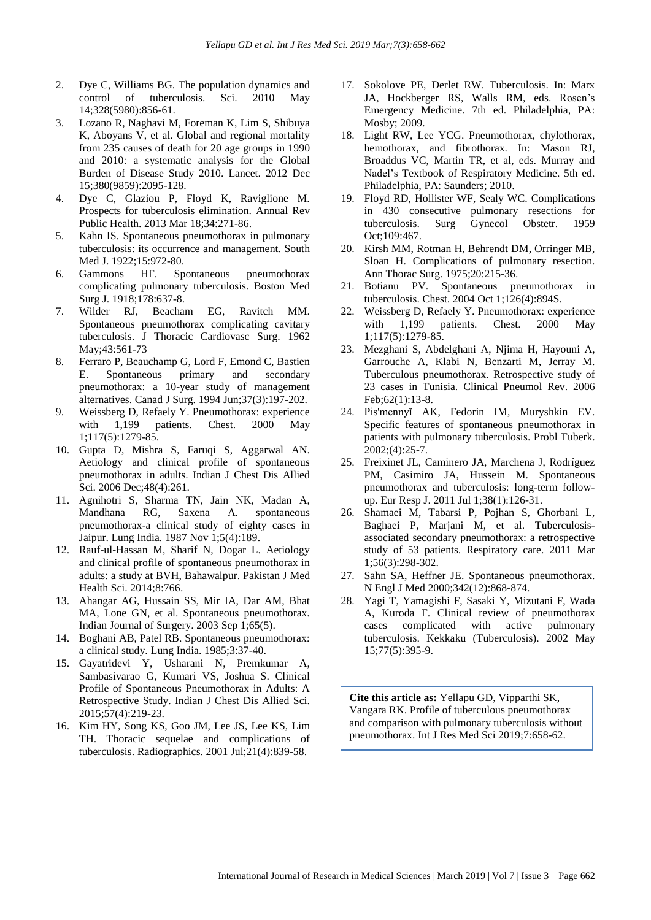2. Dye C, Williams BG. The population dynamics and control of tuberculosis. Sci. 2010 May 14;328(5980):856-61.
3. Lozano R, Naghavi M, Foreman K, Lim S, Shibuya K, Aboyans V, et al. Global and regional mortality from 235 causes of death for 20 age groups in 1990 and 2010: a systematic analysis for the Global Burden of Disease Study 2010. Lancet. 2012 Dec 15;380(9859):2095-128.
4. Dye C, Glaziou P, Floyd K, Raviglione M. Prospects for tuberculosis elimination. Annual Rev Public Health. 2013 Mar 18;34:271-86.
5. Kahn IS. Spontaneous pneumothorax in pulmonary tuberculosis: its occurrence and management. South Med J. 1922;15:972-80.
6. Gammons HF. Spontaneous pneumothorax complicating pulmonary tuberculosis. Boston Med Surg J. 1918;178:637-8.
7. Wilder RJ, Beacham EG, Ravitch MM. Spontaneous pneumothorax complicating cavitary tuberculosis. J Thoracic Cardiovasc Surg. 1962 May;43:561-73
8. Ferraro P, Beauchamp G, Lord F, Emond C, Bastien E. Spontaneous primary and secondary pneumothorax: a 10-year study of management alternatives. Canad J Surg. 1994 Jun;37(3):197-202.
9. Weissberg D, Refaely Y. Pneumothorax: experience with 1,199 patients. Chest. 2000 May 1;117(5):1279-85.
10. Gupta D, Mishra S, Faruqi S, Aggarwal AN. Aetiology and clinical profile of spontaneous pneumothorax in adults. Indian J Chest Dis Allied Sci. 2006 Dec;48(4):261.
11. Agnihotri S, Sharma TN, Jain NK, Madan A, Mandhana RG, Saxena A. spontaneous pneumothorax-a clinical study of eighty cases in Jaipur. Lung India. 1987 Nov 1;5(4):189.
12. Rauf-ul-Hassan M, Sharif N, Dogar L. Aetiology and clinical profile of spontaneous pneumothorax in adults: a study at BVH, Bahawalpur. Pakistan J Med Health Sci. 2014;8:766.
13. Ahangar AG, Hussain SS, Mir IA, Dar AM, Bhat MA, Lone GN, et al. Spontaneous pneumothorax. Indian Journal of Surgery. 2003 Sep 1;65(5).
14. Boghani AB, Patel RB. Spontaneous pneumothorax: a clinical study. Lung India. 1985;3:37-40.
15. Gayatridevi Y, Usharani N, Premkumar A, Sambasivarao G, Kumari VS, Joshua S. Clinical Profile of Spontaneous Pneumothorax in Adults: A Retrospective Study. Indian J Chest Dis Allied Sci. 2015;57(4):219-23.
16. Kim HY, Song KS, Goo JM, Lee JS, Lee KS, Lim TH. Thoracic sequelae and complications of tuberculosis. Radiographics. 2001 Jul;21(4):839-58.
17. Sokolove PE, Derlet RW. Tuberculosis. In: Marx JA, Hockberger RS, Walls RM, eds. Rosen's Emergency Medicine. 7th ed. Philadelphia, PA: Mosby; 2009.
18. Light RW, Lee YCG. Pneumothorax, chylothorax, hemothorax, and fibrothorax. In: Mason RJ, Broaddus VC, Martin TR, et al, eds. Murray and Nadel's Textbook of Respiratory Medicine. 5th ed. Philadelphia, PA: Saunders; 2010.
19. Floyd RD, Hollister WF, Sealy WC. Complications in 430 consecutive pulmonary resections for tuberculosis. Surg Gynecol Obstetr. 1959 Oct;109:467.
20. Kirsh MM, Rotman H, Behrendt DM, Orringer MB, Sloan H. Complications of pulmonary resection. Ann Thorac Surg. 1975;20:215-36.
21. Botianu PV. Spontaneous pneumothorax in tuberculosis. Chest. 2004 Oct 1;126(4):894S.
22. Weissberg D, Refaely Y. Pneumothorax: experience with 1,199 patients. Chest. 2000 May 1;117(5):1279-85.
23. Mezghani S, Abdelghani A, Njima H, Hayouni A, Garrouche A, Klabi N, Benzarti M, Jerray M. Tuberculous pneumothorax. Retrospective study of 23 cases in Tunisia. Clinical Pneumol Rev. 2006 Feb;62(1):13-8.
24. Pis'mennyĭ AK, Fedorin IM, Muryshkin EV. Specific features of spontaneous pneumothorax in patients with pulmonary tuberculosis. Probl Tuberk. 2002;(4):25-7.
25. Freixinet JL, Caminero JA, Marchena J, Rodríguez PM, Casimiro JA, Hussein M. Spontaneous pneumothorax and tuberculosis: long-term follow-up. Eur Resp J. 2011 Jul 1;38(1):126-31.
26. Shamaei M, Tabarsi P, Pojhan S, Ghorbani L, Baghaei P, Marjani M, et al. Tuberculosis-associated secondary pneumothorax: a retrospective study of 53 patients. Respiratory care. 2011 Mar 1;56(3):298-302.
27. Sahn SA, Heffner JE. Spontaneous pneumothorax. N Engl J Med 2000;342(12):868-874.
28. Yagi T, Yamagishi F, Sasaki Y, Mizutani F, Wada A, Kuroda F. Clinical review of pneumothorax cases complicated with active pulmonary tuberculosis. Kekkaku (Tuberculosis). 2002 May 15;77(5):395-9.

**Cite this article as:** Yellapu GD, Vipparthi SK, Vangara RK. Profile of tuberculous pneumothorax and comparison with pulmonary tuberculosis without pneumothorax. Int J Res Med Sci 2019;7:658-62.